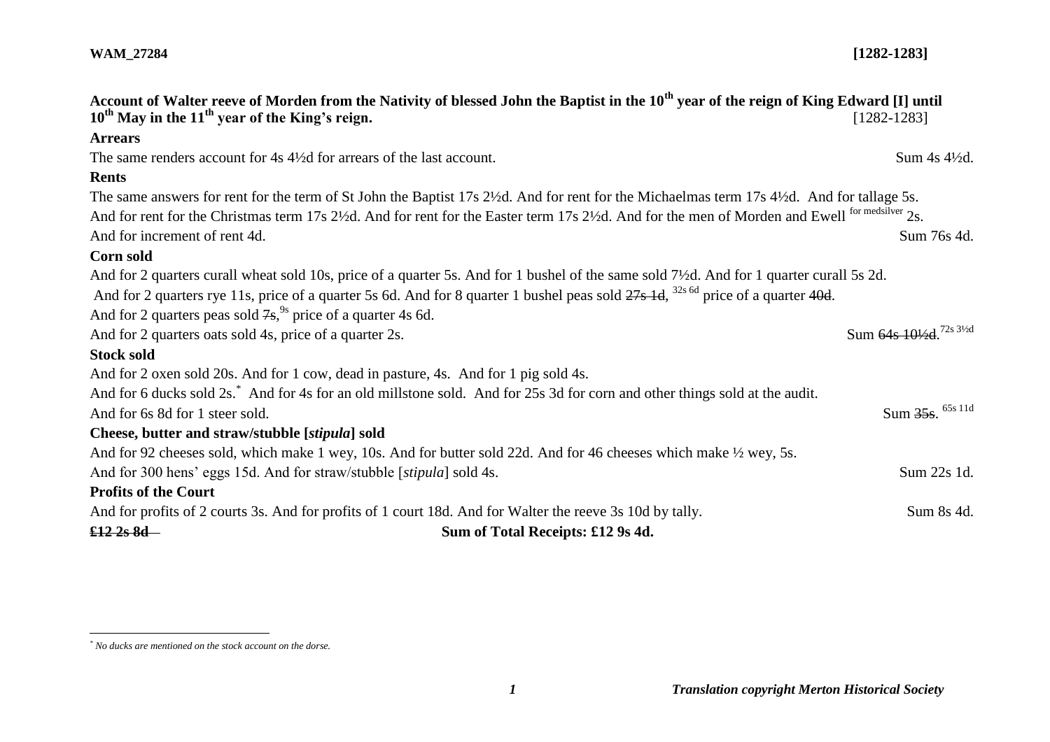**WAM_27284** **[1282-1283]**

**Account of Walter reeve of Morden from the Nativity of blessed John the Baptist in the 10th year of the reign of King Edward [I] until 10th May in the 11th year of the King's reign.** [1282-1283]

**Arrears**

The same renders account for 4s 4½d for arrears of the last account. Sum 4s 4½d.

**Rents**

The same answers for rent for the term of St John the Baptist 17s 2½d. And for rent for the Michaelmas term 17s 4½d. And for tallage 5s. And for rent for the Christmas term 17s 2½d. And for rent for the Easter term 17s 2½d. And for the men of Morden and Ewell [for medsilver] 2s. And for increment of rent 4d. Sum 76s 4d.

**Corn sold**

And for 2 quarters curall wheat sold 10s, price of a quarter 5s. And for 1 bushel of the same sold 7½d. And for 1 quarter curall 5s 2d. And for 2 quarters rye 11s, price of a quarter 5s 6d. And for 8 quarter 1 bushel peas sold ~~27s 1d~~, [32s 6d] price of a quarter ~~40d~~. And for 2 quarters peas sold ~~7s~~, [9s] price of a quarter 4s 6d. And for 2 quarters oats sold 4s, price of a quarter 2s. Sum ~~64s 10½d~~. [72s 3½d]

**Stock sold**

And for 2 oxen sold 20s. And for 1 cow, dead in pasture, 4s. And for 1 pig sold 4s. And for 6 ducks sold 2s.* And for 4s for an old millstone sold. And for 25s 3d for corn and other things sold at the audit. And for 6s 8d for 1 steer sold. Sum ~~35s~~. [65s 11d]

**Cheese, butter and straw/stubble [*stipula*] sold**

And for 92 cheeses sold, which make 1 wey, 10s. And for butter sold 22d. And for 46 cheeses which make ½ wey, 5s. And for 300 hens' eggs 15d. And for straw/stubble [*stipula*] sold 4s. Sum 22s 1d.

**Profits of the Court**

And for profits of 2 courts 3s. And for profits of 1 court 18d. And for Walter the reeve 3s 10d by tally. Sum 8s 4d.

~~**£12 2s 8d**~~ **Sum of Total Receipts: £12 9s 4d.**

---

\* *No ducks are mentioned on the stock account on the dorse.*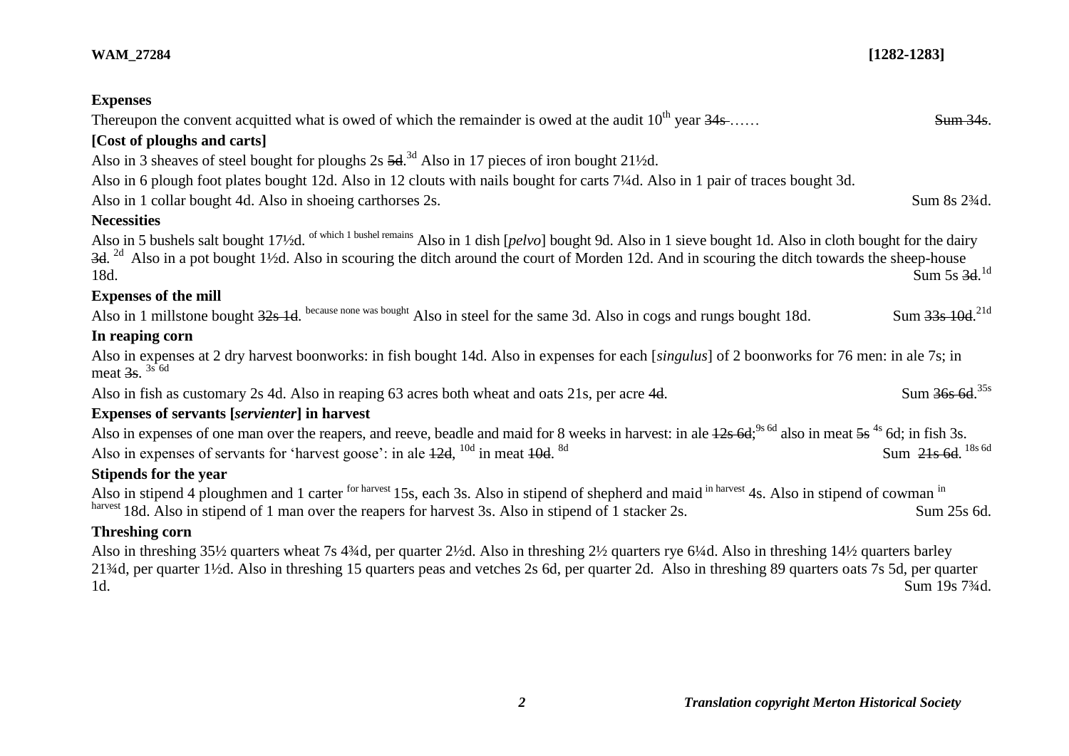**Expenses**

Thereupon the convent acquitted what is owed of which the remainder is owed at the audit 10th year ~~34s~~ …… Sum ~~34s~~.

**[Cost of ploughs and carts]**

Also in 3 sheaves of steel bought for ploughs 2s ~~5d~~.[3d] Also in 17 pieces of iron bought 21½d.

Also in 6 plough foot plates bought 12d. Also in 12 clouts with nails bought for carts 7¼d. Also in 1 pair of traces bought 3d.

Also in 1 collar bought 4d. Also in shoeing carthorses 2s. Sum 8s 2¾d.

**Necessities**

Also in 5 bushels salt bought 17½d. [of which 1 bushel remains] Also in 1 dish [*pelvo*] bought 9d. Also in 1 sieve bought 1d. Also in cloth bought for the dairy ~~3d~~. [2d] Also in a pot bought 1½d. Also in scouring the ditch around the court of Morden 12d. And in scouring the ditch towards the sheep-house 18d. Sum 5s ~~3d~~.[1d]

**Expenses of the mill**

Also in 1 millstone bought ~~32s 1d~~. [because none was bought] Also in steel for the same 3d. Also in cogs and rungs bought 18d. Sum ~~33s 10d~~.[21d]

**In reaping corn**

Also in expenses at 2 dry harvest boonworks: in fish bought 14d. Also in expenses for each [*singulus*] of 2 boonworks for 76 men: in ale 7s; in meat ~~3s~~. [3s 6d]

Also in fish as customary 2s 4d. Also in reaping 63 acres both wheat and oats 21s, per acre ~~4d~~. Sum ~~36s 6d~~.[35s]

**Expenses of servants [*servienter*] in harvest**

Also in expenses of one man over the reapers, and reeve, beadle and maid for 8 weeks in harvest: in ale ~~12s 6d~~;[9s 6d] also in meat ~~5s~~ [4s] 6d; in fish 3s.

Also in expenses of servants for 'harvest goose': in ale ~~12d~~, [10d] in meat ~~10d~~. [8d] Sum ~~21s 6d~~. [18s 6d]

**Stipends for the year**

Also in stipend 4 ploughmen and 1 carter [for harvest] 15s, each 3s. Also in stipend of shepherd and maid [in harvest] 4s. Also in stipend of cowman [in harvest] 18d. Also in stipend of 1 man over the reapers for harvest 3s. Also in stipend of 1 stacker 2s. Sum 25s 6d.

**Threshing corn**

Also in threshing 35½ quarters wheat 7s 4¾d, per quarter 2½d. Also in threshing 2½ quarters rye 6¼d. Also in threshing 14½ quarters barley 21¾d, per quarter 1½d. Also in threshing 15 quarters peas and vetches 2s 6d, per quarter 2d. Also in threshing 89 quarters oats 7s 5d, per quarter 1d. Sum 19s 7¾d.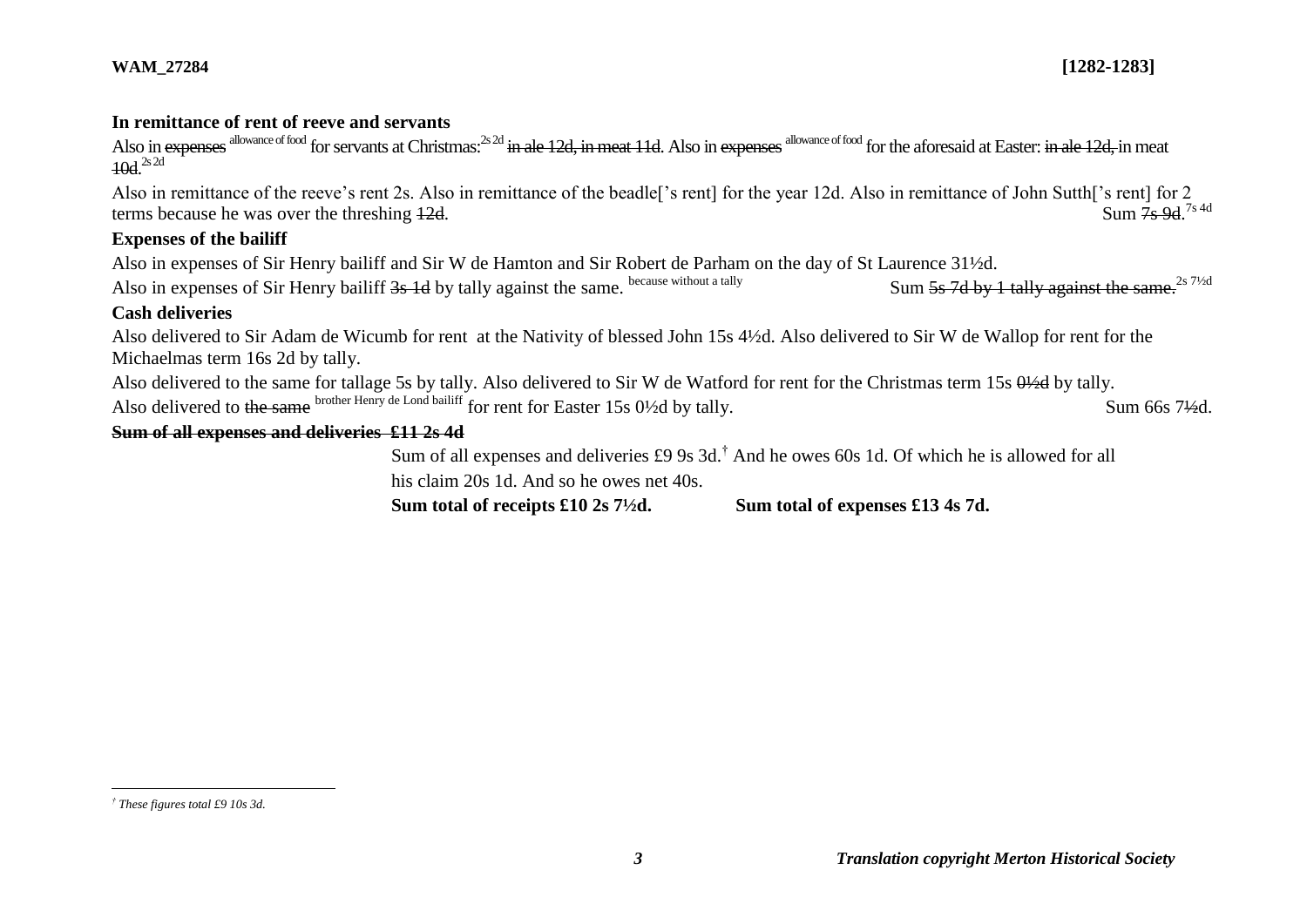### In remittance of rent of reeve and servants

Also in ~~expenses~~ [allowance of food] for servants at Christmas:[2s 2d] ~~in ale 12d, in meat 11d~~. Also in ~~expenses~~ [allowance of food] for the aforesaid at Easter: ~~in ale 12d,~~ in meat ~~10d~~.[2s 2d]

Also in remittance of the reeve's rent 2s. Also in remittance of the beadle['s rent] for the year 12d. Also in remittance of John Sutth['s rent] for 2 terms because he was over the threshing ~~12d~~. Sum ~~7s 9d~~.[7s 4d]

### Expenses of the bailiff

Also in expenses of Sir Henry bailiff and Sir W de Hamton and Sir Robert de Parham on the day of St Laurence 31½d.

Also in expenses of Sir Henry bailiff ~~3s 1d~~ by tally against the same. [because without a tally] Sum ~~5s 7d by 1 tally against the same.~~[2s 7½d]

### Cash deliveries

Also delivered to Sir Adam de Wicumb for rent at the Nativity of blessed John 15s 4½d. Also delivered to Sir W de Wallop for rent for the Michaelmas term 16s 2d by tally.

Also delivered to the same for tallage 5s by tally. Also delivered to Sir W de Watford for rent for the Christmas term 15s ~~0½d~~ by tally.

Also delivered to ~~the same~~ [brother Henry de Lond bailiff] for rent for Easter 15s 0½d by tally. Sum 66s 7½d.

**~~Sum of all expenses and deliveries £11 2s 4d~~**

Sum of all expenses and deliveries £9 9s 3d.[†] And he owes 60s 1d. Of which he is allowed for all his claim 20s 1d. And so he owes net 40s.

**Sum total of receipts £10 2s 7½d.** **Sum total of expenses £13 4s 7d.**

---

[†] *These figures total £9 10s 3d.*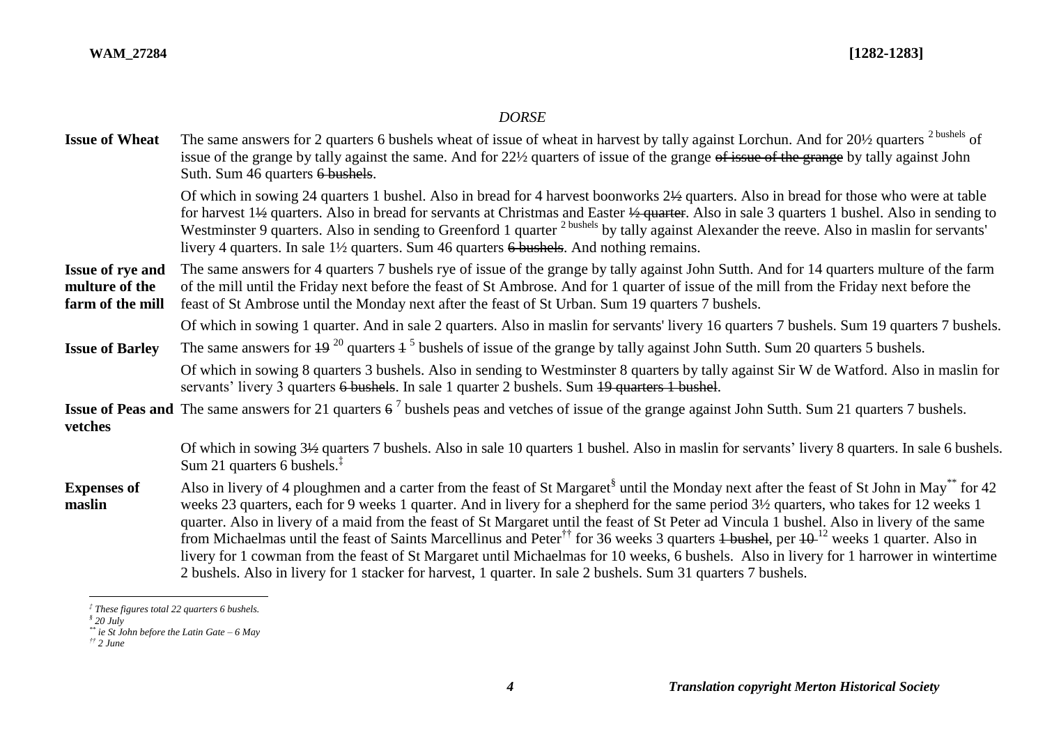*DORSE*

**Issue of Wheat** The same answers for 2 quarters 6 bushels wheat of issue of wheat in harvest by tally against Lorchun. And for 20½ quarters [2 bushels] of issue of the grange by tally against the same. And for 22½ quarters of issue of the grange ~~of issue of the grange~~ by tally against John Suth. Sum 46 quarters ~~6 bushels~~.

Of which in sowing 24 quarters 1 bushel. Also in bread for 4 harvest boonworks 2~~½~~ quarters. Also in bread for those who were at table for harvest 1~~½~~ quarters. Also in bread for servants at Christmas and Easter ~~½ quarter~~. Also in sale 3 quarters 1 bushel. Also in sending to Westminster 9 quarters. Also in sending to Greenford 1 quarter [2 bushels] by tally against Alexander the reeve. Also in maslin for servants' livery 4 quarters. In sale 1½ quarters. Sum 46 quarters ~~6 bushels~~. And nothing remains.

**Issue of rye and multure of the farm of the mill** The same answers for 4 quarters 7 bushels rye of issue of the grange by tally against John Sutth. And for 14 quarters multure of the farm of the mill until the Friday next before the feast of St Ambrose. And for 1 quarter of issue of the mill from the Friday next before the feast of St Ambrose until the Monday next after the feast of St Urban. Sum 19 quarters 7 bushels.

Of which in sowing 1 quarter. And in sale 2 quarters. Also in maslin for servants' livery 16 quarters 7 bushels. Sum 19 quarters 7 bushels.

**Issue of Barley** The same answers for ~~19~~ [20] quarters ~~1~~ [5] bushels of issue of the grange by tally against John Sutth. Sum 20 quarters 5 bushels.

Of which in sowing 8 quarters 3 bushels. Also in sending to Westminster 8 quarters by tally against Sir W de Watford. Also in maslin for servants' livery 3 quarters ~~6 bushels~~. In sale 1 quarter 2 bushels. Sum ~~19 quarters 1 bushel~~.

**Issue of Peas and vetches** The same answers for 21 quarters ~~6~~ [7] bushels peas and vetches of issue of the grange against John Sutth. Sum 21 quarters 7 bushels.

Of which in sowing 3~~½~~ quarters 7 bushels. Also in sale 10 quarters 1 bushel. Also in maslin for servants' livery 8 quarters. In sale 6 bushels. Sum 21 quarters 6 bushels.[‡]

**Expenses of maslin** Also in livery of 4 ploughmen and a carter from the feast of St Margaret[§] until the Monday next after the feast of St John in May[**] for 42 weeks 23 quarters, each for 9 weeks 1 quarter. And in livery for a shepherd for the same period 3½ quarters, who takes for 12 weeks 1 quarter. Also in livery of a maid from the feast of St Margaret until the feast of St Peter ad Vincula 1 bushel. Also in livery of the same from Michaelmas until the feast of Saints Marcellinus and Peter[††] for 36 weeks 3 quarters ~~1 bushel~~, per ~~10~~ [12] weeks 1 quarter. Also in livery for 1 cowman from the feast of St Margaret until Michaelmas for 10 weeks, 6 bushels. Also in livery for 1 harrower in wintertime 2 bushels. Also in livery for 1 stacker for harvest, 1 quarter. In sale 2 bushels. Sum 31 quarters 7 bushels.

---

*‡ These figures total 22 quarters 6 bushels.*

*§ 20 July*

*** ie St John before the Latin Gate – 6 May*

*†† 2 June*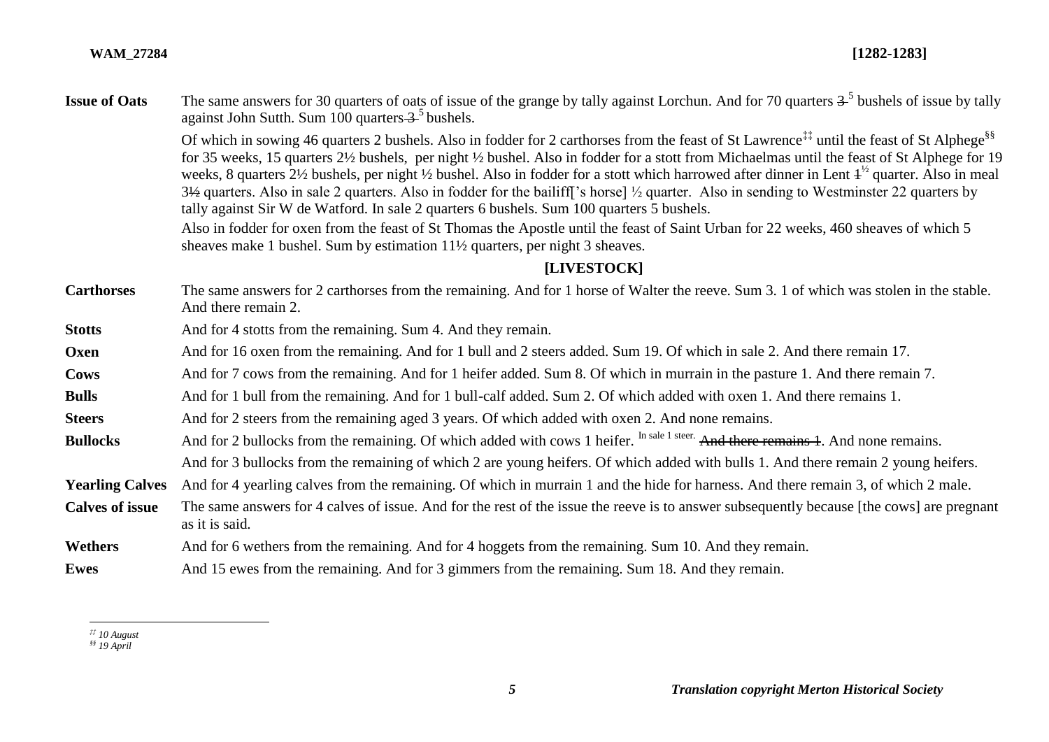| | |
|---|---|
| **Issue of Oats** | The same answers for 30 quarters of oats of issue of the grange by tally against Lorchun. And for 70 quarters ~~3~~ 5 bushels of issue by tally against John Sutth. Sum 100 quarters ~~3~~ 5 bushels. |
| | Of which in sowing 46 quarters 2 bushels. Also in fodder for 2 carthorses from the feast of St Lawrence[‡‡] until the feast of St Alphege[§§] for 35 weeks, 15 quarters 2½ bushels, per night ½ bushel. Also in fodder for a stott from Michaelmas until the feast of St Alphege for 19 weeks, 8 quarters 2½ bushels, per night ½ bushel. Also in fodder for a stott which harrowed after dinner in Lent ~~1~~ ½ quarter. Also in meal ~~3½~~ quarters. Also in sale 2 quarters. Also in fodder for the bailiff['s horse] ½ quarter. Also in sending to Westminster 22 quarters by tally against Sir W de Watford. In sale 2 quarters 6 bushels. Sum 100 quarters 5 bushels. |
| | Also in fodder for oxen from the feast of St Thomas the Apostle until the feast of Saint Urban for 22 weeks, 460 sheaves of which 5 sheaves make 1 bushel. Sum by estimation 11½ quarters, per night 3 sheaves. |

## [LIVESTOCK]

| | |
|---|---|
| **Carthorses** | The same answers for 2 carthorses from the remaining. And for 1 horse of Walter the reeve. Sum 3. 1 of which was stolen in the stable. And there remain 2. |
| **Stotts** | And for 4 stotts from the remaining. Sum 4. And they remain. |
| **Oxen** | And for 16 oxen from the remaining. And for 1 bull and 2 steers added. Sum 19. Of which in sale 2. And there remain 17. |
| **Cows** | And for 7 cows from the remaining. And for 1 heifer added. Sum 8. Of which in murrain in the pasture 1. And there remain 7. |
| **Bulls** | And for 1 bull from the remaining. And for 1 bull-calf added. Sum 2. Of which added with oxen 1. And there remains 1. |
| **Steers** | And for 2 steers from the remaining aged 3 years. Of which added with oxen 2. And none remains. |
| **Bullocks** | And for 2 bullocks from the remaining. Of which added with cows 1 heifer. In sale 1 steer. ~~And there remains 1~~. And none remains. |
| | And for 3 bullocks from the remaining of which 2 are young heifers. Of which added with bulls 1. And there remain 2 young heifers. |
| **Yearling Calves** | And for 4 yearling calves from the remaining. Of which in murrain 1 and the hide for harness. And there remain 3, of which 2 male. |
| **Calves of issue** | The same answers for 4 calves of issue. And for the rest of the issue the reeve is to answer subsequently because [the cows] are pregnant as it is said. |
| **Wethers** | And for 6 wethers from the remaining. And for 4 hoggets from the remaining. Sum 10. And they remain. |
| **Ewes** | And 15 ewes from the remaining. And for 3 gimmers from the remaining. Sum 18. And they remain. |

---

*[‡‡] 10 August*
*[§§] 19 April*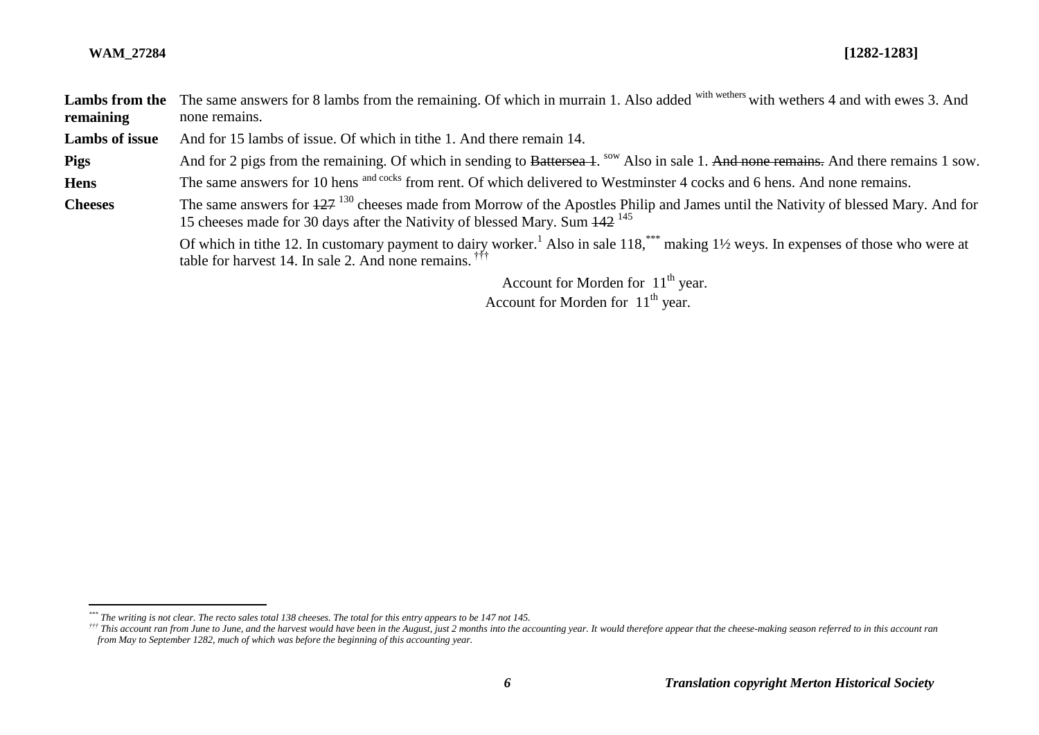| | |
|---|---|
| **Lambs from the remaining** | The same answers for 8 lambs from the remaining. Of which in murrain 1. Also added with wethers with wethers 4 and with ewes 3. And none remains. |
| **Lambs of issue** | And for 15 lambs of issue. Of which in tithe 1. And there remain 14. |
| **Pigs** | And for 2 pigs from the remaining. Of which in sending to ~~Battersea 1~~. sow Also in sale 1. ~~And none remains.~~ And there remains 1 sow. |
| **Hens** | The same answers for 10 hens and cocks from rent. Of which delivered to Westminster 4 cocks and 6 hens. And none remains. |
| **Cheeses** | The same answers for ~~127~~ 130 cheeses made from Morrow of the Apostles Philip and James until the Nativity of blessed Mary. And for 15 cheeses made for 30 days after the Nativity of blessed Mary. Sum ~~142~~ 145 |
| | Of which in tithe 12. In customary payment to dairy worker.[1] Also in sale 118,[***] making 1½ weys. In expenses of those who were at table for harvest 14. In sale 2. And none remains.[†††] |

Account for Morden for 11th year.

Account for Morden for 11th year.

---

*[***] The writing is not clear. The recto sales total 138 cheeses. The total for this entry appears to be 147 not 145.*

*[†††] This account ran from June to June, and the harvest would have been in the August, just 2 months into the accounting year. It would therefore appear that the cheese-making season referred to in this account ran from May to September 1282, much of which was before the beginning of this accounting year.*

***Translation copyright Merton Historical Society***